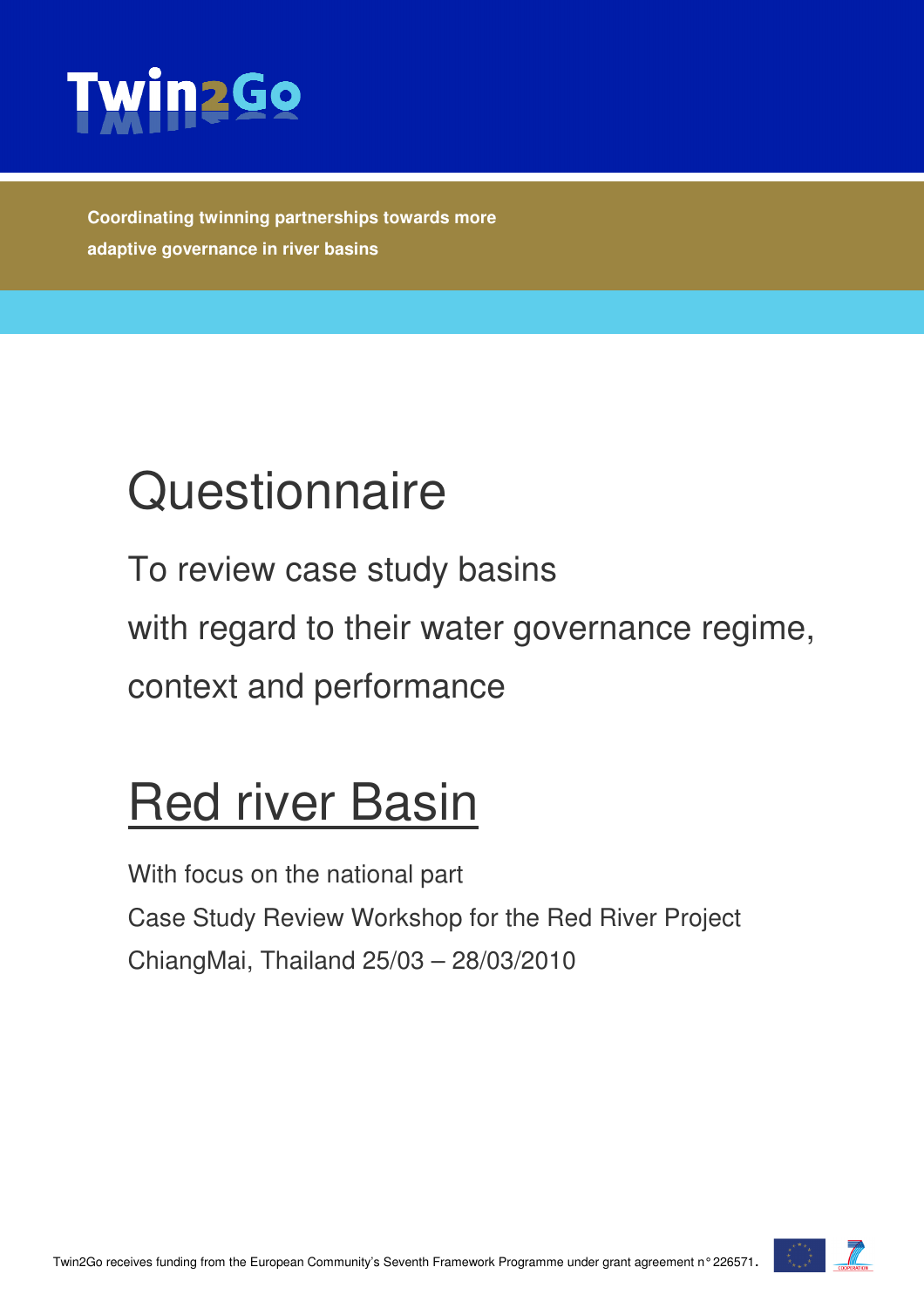# Twin2Go

**Coordinating twinning partnerships towards more adaptive governance in river basins**

# Questionnaire

To review case study basins

with regard to their water governance regime,

context and performance

# Red river Basin

With focus on the national part

Case Study Review Workshop for the Red River Project

ChiangMai, Thailand 25/03 – 28/03/2010

Twin2Go receives funding from the European Community's Seventh Framework Programme under grant agreement n° 226571.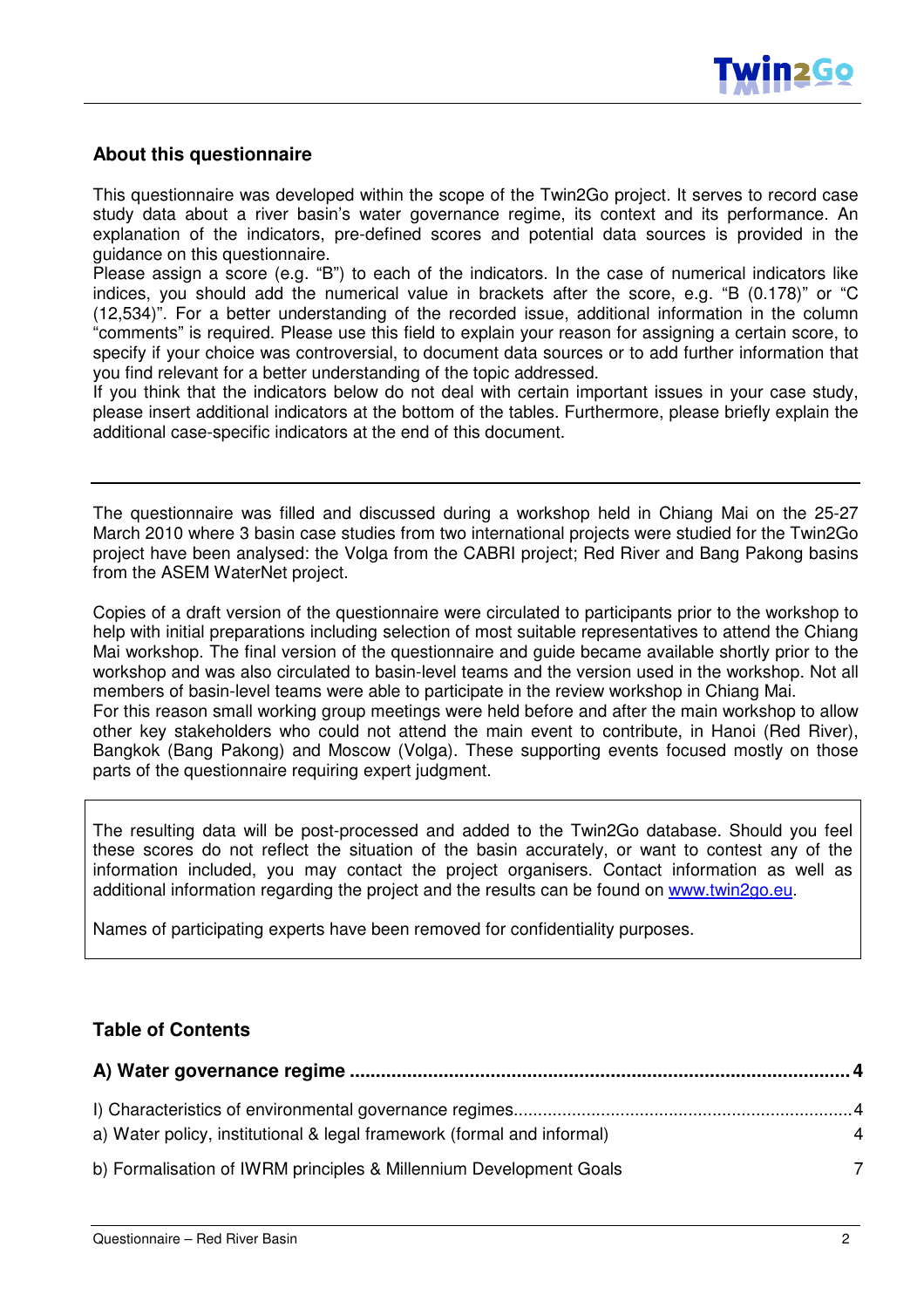## About this questionnaire

This questionnaire was developed within the scope of the Twin2Go project. It serves to record case study data about a river basin's water governance regime, its context and its performance. An explanation of the indicators, pre-defined scores and potential data sources is provided in the guidance on this questionnaire.
Please assign a score (e.g. "B") to each of the indicators. In the case of numerical indicators like indices, you should add the numerical value in brackets after the score, e.g. "B (0.178)" or "C (12,534)". For a better understanding of the recorded issue, additional information in the column "comments" is required. Please use this field to explain your reason for assigning a certain score, to specify if your choice was controversial, to document data sources or to add further information that you find relevant for a better understanding of the topic addressed.
If you think that the indicators below do not deal with certain important issues in your case study, please insert additional indicators at the bottom of the tables. Furthermore, please briefly explain the additional case-specific indicators at the end of this document.

---

The questionnaire was filled and discussed during a workshop held in Chiang Mai on the 25-27 March 2010 where 3 basin case studies from two international projects were studied for the Twin2Go project have been analysed: the Volga from the CABRI project; Red River and Bang Pakong basins from the ASEM WaterNet project.

Copies of a draft version of the questionnaire were circulated to participants prior to the workshop to help with initial preparations including selection of most suitable representatives to attend the Chiang Mai workshop. The final version of the questionnaire and guide became available shortly prior to the workshop and was also circulated to basin-level teams and the version used in the workshop. Not all members of basin-level teams were able to participate in the review workshop in Chiang Mai.
For this reason small working group meetings were held before and after the main workshop to allow other key stakeholders who could not attend the main event to contribute, in Hanoi (Red River), Bangkok (Bang Pakong) and Moscow (Volga). These supporting events focused mostly on those parts of the questionnaire requiring expert judgment.

The resulting data will be post-processed and added to the Twin2Go database. Should you feel these scores do not reflect the situation of the basin accurately, or want to contest any of the information included, you may contact the project organisers. Contact information as well as additional information regarding the project and the results can be found on www.twin2go.eu.

Names of participating experts have been removed for confidentiality purposes.

## Table of Contents

**A) Water governance regime** ..................................................................... **4**

I) Characteristics of environmental governance regimes ..................................................................... 4

a) Water policy, institutional & legal framework (formal and informal) 4

b) Formalisation of IWRM principles & Millennium Development Goals 7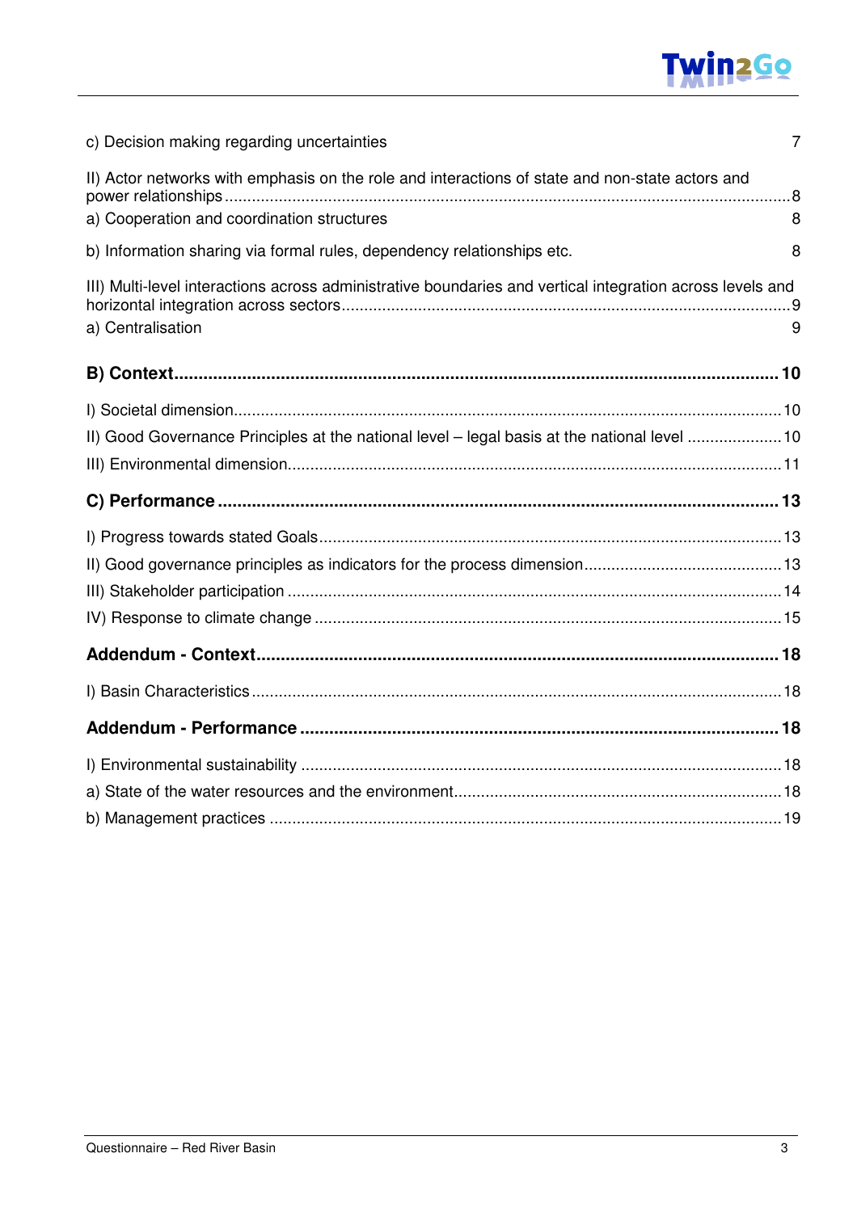c) Decision making regarding uncertainties 7

II) Actor networks with emphasis on the role and interactions of state and non-state actors and power relationships 8

a) Cooperation and coordination structures 8

b) Information sharing via formal rules, dependency relationships etc. 8

III) Multi-level interactions across administrative boundaries and vertical integration across levels and horizontal integration across sectors 9

a) Centralisation 9

**B) Context 10**

I) Societal dimension 10

II) Good Governance Principles at the national level – legal basis at the national level 10

III) Environmental dimension 11

**C) Performance 13**

I) Progress towards stated Goals 13

II) Good governance principles as indicators for the process dimension 13

III) Stakeholder participation 14

IV) Response to climate change 15

**Addendum - Context 18**

I) Basin Characteristics 18

**Addendum - Performance 18**

I) Environmental sustainability 18

a) State of the water resources and the environment 18

b) Management practices 19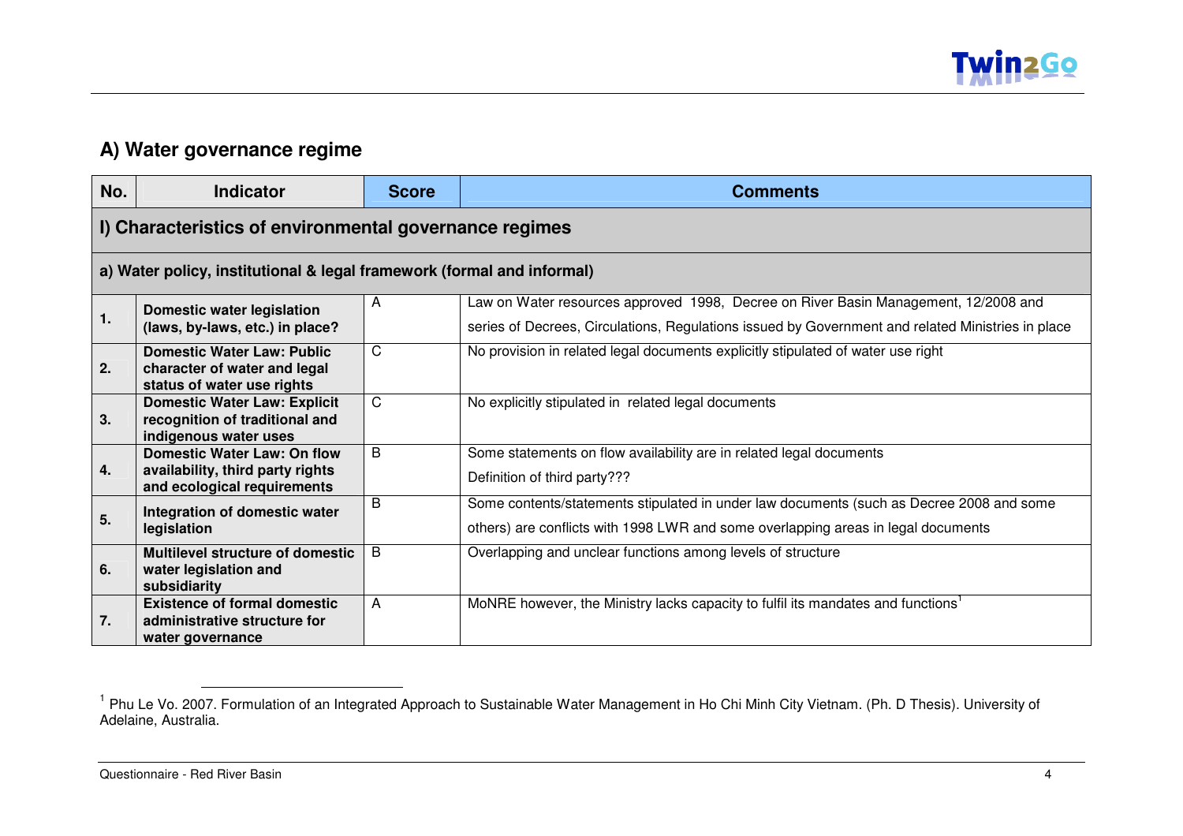## A) Water governance regime

| No. | Indicator | Score | Comments |
|---|---|---|---|
| **I) Characteristics of environmental governance regimes** | | | |
| **a) Water policy, institutional & legal framework (formal and informal)** | | | |
| **1.** | **Domestic water legislation (laws, by-laws, etc.) in place?** | A | Law on Water resources approved 1998, Decree on River Basin Management, 12/2008 and series of Decrees, Circulations, Regulations issued by Government and related Ministries in place |
| **2.** | **Domestic Water Law: Public character of water and legal status of water use rights** | C | No provision in related legal documents explicitly stipulated of water use right |
| **3.** | **Domestic Water Law: Explicit recognition of traditional and indigenous water uses** | C | No explicitly stipulated in related legal documents |
| **4.** | **Domestic Water Law: On flow availability, third party rights and ecological requirements** | B | Some statements on flow availability are in related legal documents<br>Definition of third party??? |
| **5.** | **Integration of domestic water legislation** | B | Some contents/statements stipulated in under law documents (such as Decree 2008 and some others) are conflicts with 1998 LWR and some overlapping areas in legal documents |
| **6.** | **Multilevel structure of domestic water legislation and subsidiarity** | B | Overlapping and unclear functions among levels of structure |
| **7.** | **Existence of formal domestic administrative structure for water governance** | A | MoNRE however, the Ministry lacks capacity to fulfil its mandates and functions[1] |

[1] Phu Le Vo. 2007. Formulation of an Integrated Approach to Sustainable Water Management in Ho Chi Minh City Vietnam. (Ph. D Thesis). University of Adelaine, Australia.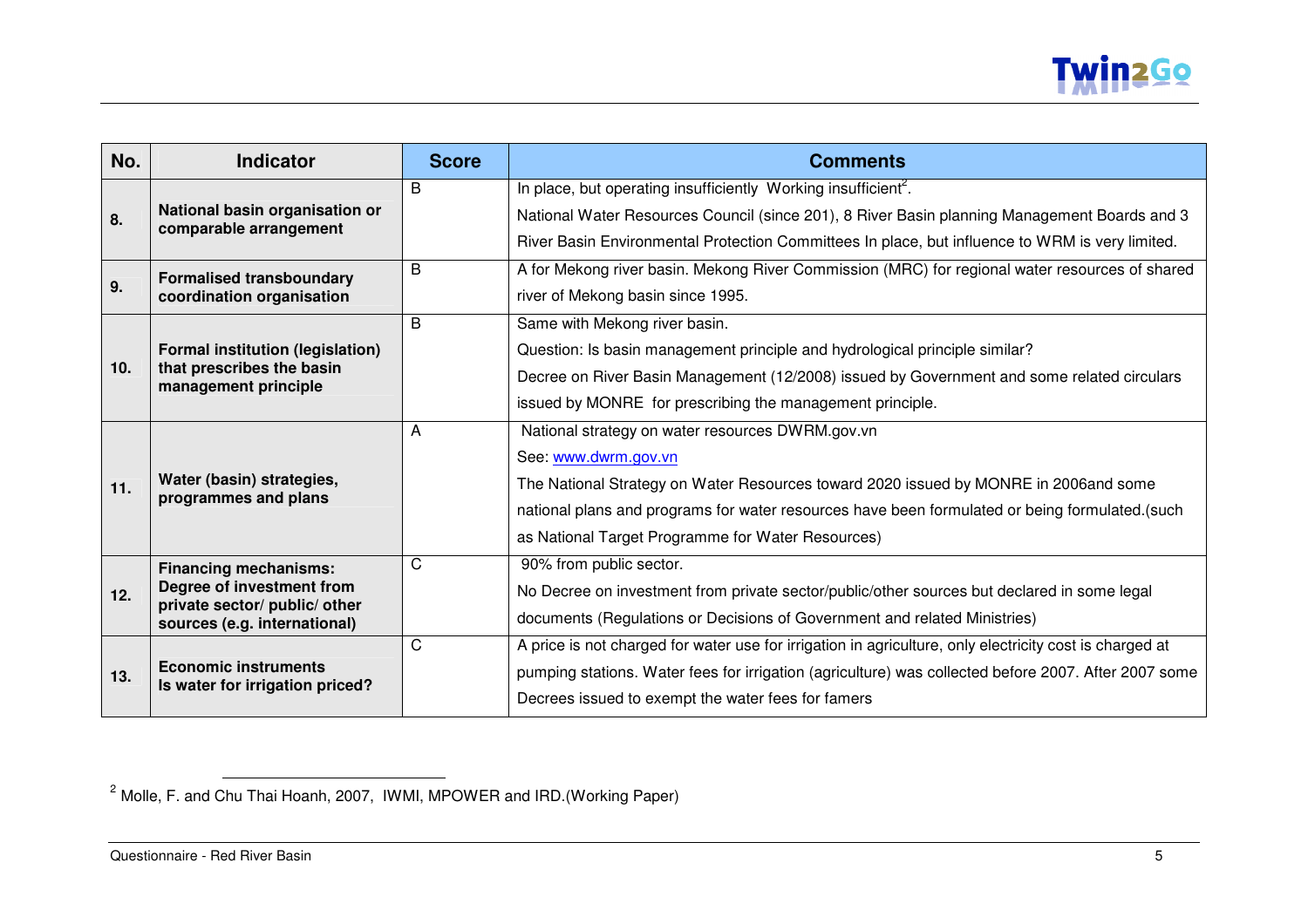| No. | Indicator | Score | Comments |
|---|---|---|---|
| 8. | **National basin organisation or comparable arrangement** | B | In place, but operating insufficiently Working insufficient[2]. National Water Resources Council (since 201), 8 River Basin planning Management Boards and 3 River Basin Environmental Protection Committees In place, but influence to WRM is very limited. |
| 9. | **Formalised transboundary coordination organisation** | B | A for Mekong river basin. Mekong River Commission (MRC) for regional water resources of shared river of Mekong basin since 1995. |
| 10. | **Formal institution (legislation) that prescribes the basin management principle** | B | Same with Mekong river basin. Question: Is basin management principle and hydrological principle similar? Decree on River Basin Management (12/2008) issued by Government and some related circulars issued by MONRE for prescribing the management principle. |
| 11. | **Water (basin) strategies, programmes and plans** | A | National strategy on water resources DWRM.gov.vn See: www.dwrm.gov.vn The National Strategy on Water Resources toward 2020 issued by MONRE in 2006and some national plans and programs for water resources have been formulated or being formulated.(such as National Target Programme for Water Resources) |
| 12. | **Financing mechanisms: Degree of investment from private sector/ public/ other sources (e.g. international)** | C | 90% from public sector. No Decree on investment from private sector/public/other sources but declared in some legal documents (Regulations or Decisions of Government and related Ministries) |
| 13. | **Economic instruments Is water for irrigation priced?** | C | A price is not charged for water use for irrigation in agriculture, only electricity cost is charged at pumping stations. Water fees for irrigation (agriculture) was collected before 2007. After 2007 some Decrees issued to exempt the water fees for famers |

[2] Molle, F. and Chu Thai Hoanh, 2007, IWMI, MPOWER and IRD.(Working Paper)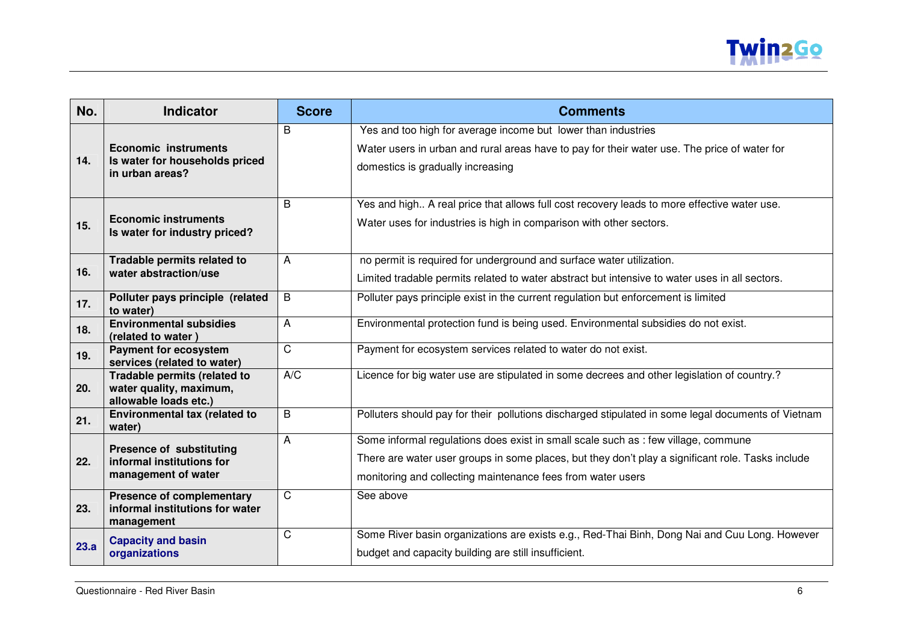| No. | Indicator | Score | Comments |
|---|---|---|---|
| 14. | **Economic instruments Is water for households priced in urban areas?** | B | Yes and too high for average income but lower than industries<br>Water users in urban and rural areas have to pay for their water use. The price of water for domestics is gradually increasing |
| 15. | **Economic instruments Is water for industry priced?** | B | Yes and high.. A real price that allows full cost recovery leads to more effective water use.<br>Water uses for industries is high in comparison with other sectors. |
| 16. | **Tradable permits related to water abstraction/use** | A | no permit is required for underground and surface water utilization.<br>Limited tradable permits related to water abstract but intensive to water uses in all sectors. |
| 17. | **Polluter pays principle (related to water)** | B | Polluter pays principle exist in the current regulation but enforcement is limited |
| 18. | **Environmental subsidies (related to water )** | A | Environmental protection fund is being used. Environmental subsidies do not exist. |
| 19. | **Payment for ecosystem services (related to water)** | C | Payment for ecosystem services related to water do not exist. |
| 20. | **Tradable permits (related to water quality, maximum, allowable loads etc.)** | A/C | Licence for big water use are stipulated in some decrees and other legislation of country.? |
| 21. | **Environmental tax (related to water)** | B | Polluters should pay for their pollutions discharged stipulated in some legal documents of Vietnam |
| 22. | **Presence of substituting informal institutions for management of water** | A | Some informal regulations does exist in small scale such as : few village, commune<br>There are water user groups in some places, but they don't play a significant role. Tasks include monitoring and collecting maintenance fees from water users |
| 23. | **Presence of complementary informal institutions for water management** | C | See above |
| 23.a | **Capacity and basin organizations** | C | Some River basin organizations are exists e.g., Red-Thai Binh, Dong Nai and Cuu Long. However budget and capacity building are still insufficient. |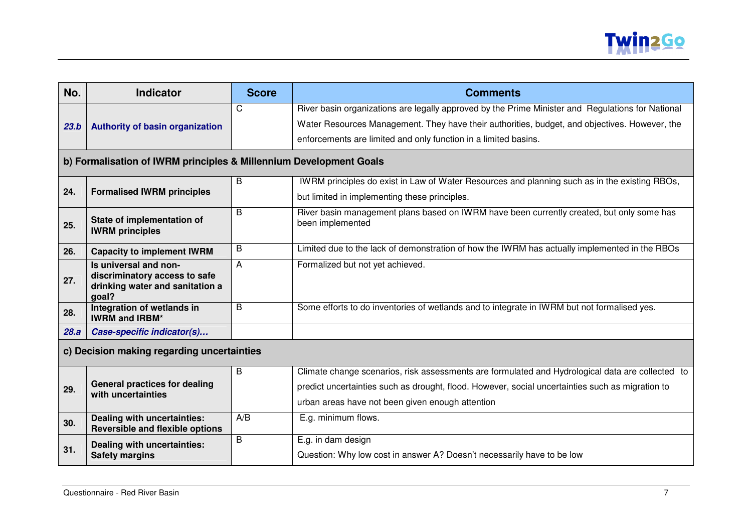| No. | Indicator | Score | Comments |
|---|---|---|---|
| ***23.b*** | **Authority of basin organization** | C | River basin organizations are legally approved by the Prime Minister and Regulations for National Water Resources Management. They have their authorities, budget, and objectives. However, the enforcements are limited and only function in a limited basins. |
| **b) Formalisation of IWRM principles & Millennium Development Goals** | | | |
| **24.** | **Formalised IWRM principles** | B | IWRM principles do exist in Law of Water Resources and planning such as in the existing RBOs, but limited in implementing these principles. |
| **25.** | **State of implementation of IWRM principles** | B | River basin management plans based on IWRM have been currently created, but only some has been implemented |
| **26.** | **Capacity to implement IWRM** | B | Limited due to the lack of demonstration of how the IWRM has actually implemented in the RBOs |
| **27.** | **Is universal and non-discriminatory access to safe drinking water and sanitation a goal?** | A | Formalized but not yet achieved. |
| **28.** | **Integration of wetlands in IWRM and IRBM*** | B | Some efforts to do inventories of wetlands and to integrate in IWRM but not formalised yes. |
| ***28.a*** | ***Case-specific indicator(s)…*** | | |
| **c) Decision making regarding uncertainties** | | | |
| **29.** | **General practices for dealing with uncertainties** | B | Climate change scenarios, risk assessments are formulated and Hydrological data are collected to predict uncertainties such as drought, flood. However, social uncertainties such as migration to urban areas have not been given enough attention |
| **30.** | **Dealing with uncertainties: Reversible and flexible options** | A/B | E.g. minimum flows. |
| **31.** | **Dealing with uncertainties: Safety margins** | B | E.g. in dam design<br>Question: Why low cost in answer A? Doesn't necessarily have to be low |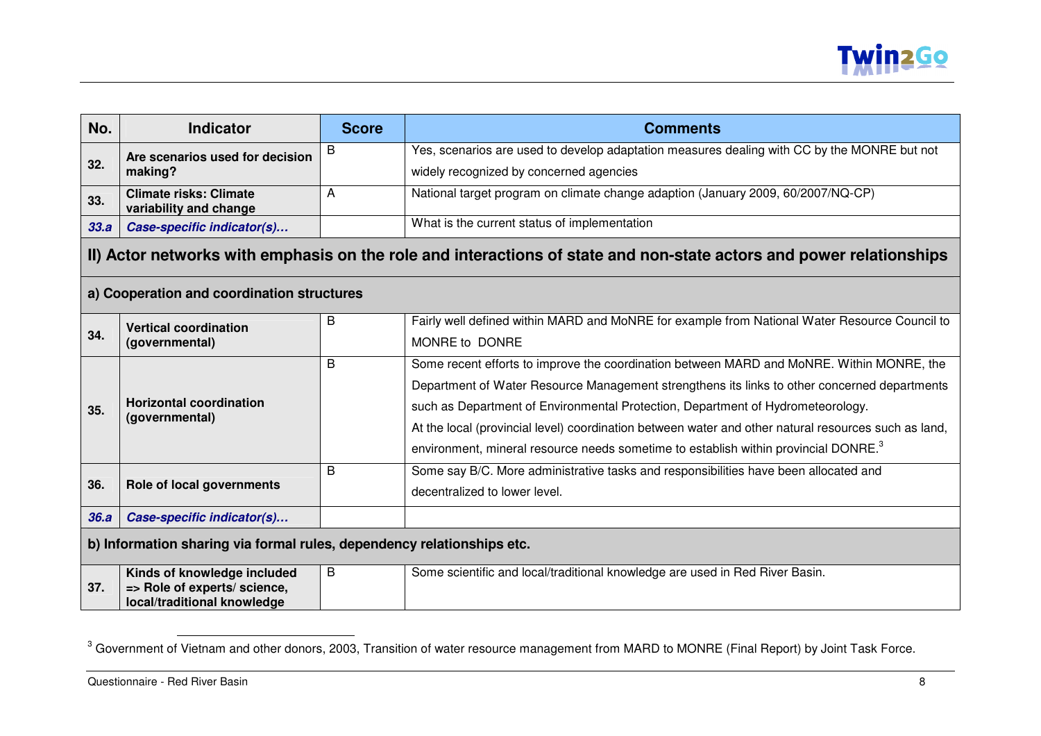| No. | Indicator | Score | Comments |
|---|---|---|---|
| 32. | **Are scenarios used for decision making?** | B | Yes, scenarios are used to develop adaptation measures dealing with CC by the MONRE but not widely recognized by concerned agencies |
| 33. | **Climate risks: Climate variability and change** | A | National target program on climate change adaption (January 2009, 60/2007/NQ-CP) |
| ***33.a*** | ***Case-specific indicator(s)…*** | | What is the current status of implementation |
| **II) Actor networks with emphasis on the role and interactions of state and non-state actors and power relationships** | | | |
| **a) Cooperation and coordination structures** | | | |
| 34. | **Vertical coordination (governmental)** | B | Fairly well defined within MARD and MoNRE for example from National Water Resource Council to MONRE to DONRE |
| 35. | **Horizontal coordination (governmental)** | B | Some recent efforts to improve the coordination between MARD and MoNRE. Within MONRE, the Department of Water Resource Management strengthens its links to other concerned departments such as Department of Environmental Protection, Department of Hydrometeorology. At the local (provincial level) coordination between water and other natural resources such as land, environment, mineral resource needs sometime to establish within provincial DONRE.[3] |
| 36. | **Role of local governments** | B | Some say B/C. More administrative tasks and responsibilities have been allocated and decentralized to lower level. |
| ***36.a*** | ***Case-specific indicator(s)…*** | | |
| **b) Information sharing via formal rules, dependency relationships etc.** | | | |
| 37. | **Kinds of knowledge included => Role of experts/ science, local/traditional knowledge** | B | Some scientific and local/traditional knowledge are used in Red River Basin. |

[3] Government of Vietnam and other donors, 2003, Transition of water resource management from MARD to MONRE (Final Report) by Joint Task Force.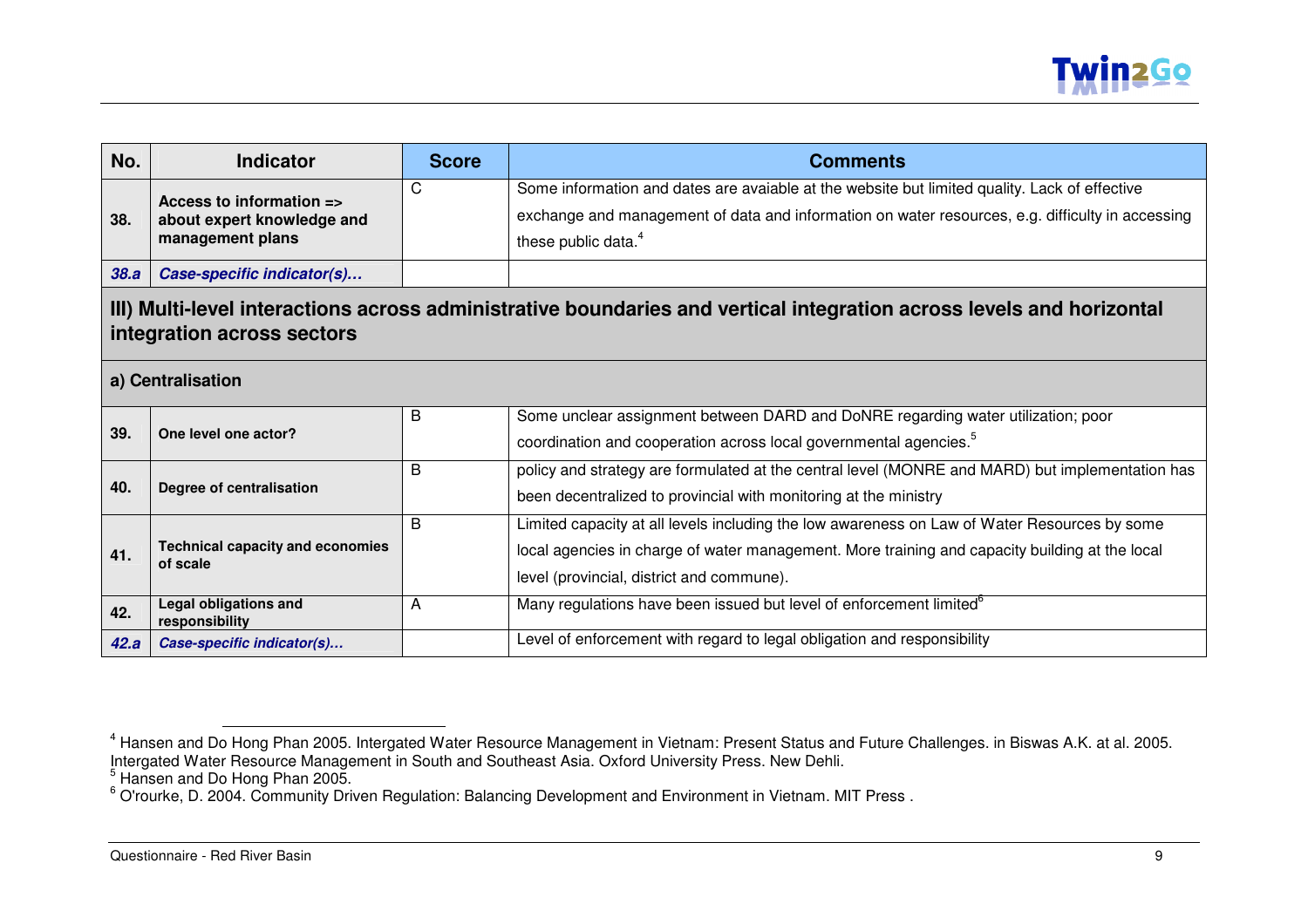| No. | Indicator | Score | Comments |
|---|---|---|---|
| 38. | **Access to information => about expert knowledge and management plans** | C | Some information and dates are avaiable at the website but limited quality. Lack of effective exchange and management of data and information on water resources, e.g. difficulty in accessing these public data.[4] |
| *38.a* | *Case-specific indicator(s)…* | | |
| **III) Multi-level interactions across administrative boundaries and vertical integration across levels and horizontal integration across sectors** | | | |
| **a) Centralisation** | | | |
| 39. | **One level one actor?** | B | Some unclear assignment between DARD and DoNRE regarding water utilization; poor coordination and cooperation across local governmental agencies.[5] |
| 40. | **Degree of centralisation** | B | policy and strategy are formulated at the central level (MONRE and MARD) but implementation has been decentralized to provincial with monitoring at the ministry |
| 41. | **Technical capacity and economies of scale** | B | Limited capacity at all levels including the low awareness on Law of Water Resources by some local agencies in charge of water management. More training and capacity building at the local level (provincial, district and commune). |
| 42. | **Legal obligations and responsibility** | A | Many regulations have been issued but level of enforcement limited[6] |
| *42.a* | *Case-specific indicator(s)…* | | Level of enforcement with regard to legal obligation and responsibility |

[4] Hansen and Do Hong Phan 2005. Intergated Water Resource Management in Vietnam: Present Status and Future Challenges. in Biswas A.K. at al. 2005. Intergated Water Resource Management in South and Southeast Asia. Oxford University Press. New Dehli.

[5] Hansen and Do Hong Phan 2005.

[6] O'rourke, D. 2004. Community Driven Regulation: Balancing Development and Environment in Vietnam. MIT Press .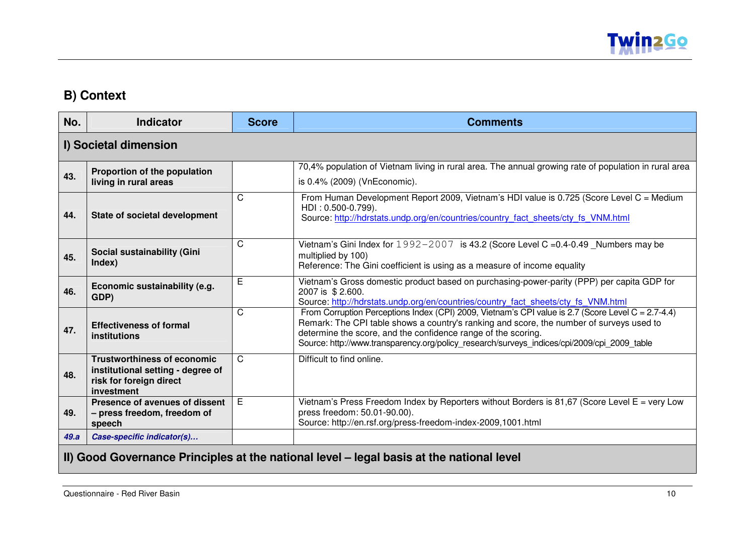## B) Context

| No. | Indicator | Score | Comments |
|---|---|---|---|
| **I) Societal dimension** | | | |
| **43.** | **Proportion of the population living in rural areas** | | 70,4% population of Vietnam living in rural area. The annual growing rate of population in rural area is 0.4% (2009) (VnEconomic). |
| **44.** | **State of societal development** | C | From Human Development Report 2009, Vietnam's HDI value is 0.725 (Score Level C = Medium HDI : 0.500-0.799). Source: http://hdrstats.undp.org/en/countries/country_fact_sheets/cty_fs_VNM.html |
| **45.** | **Social sustainability (Gini Index)** | C | Vietnam's Gini Index for 1992−2007 is 43.2 (Score Level C =0.4-0.49 _Numbers may be multiplied by 100) Reference: The Gini coefficient is using as a measure of income equality |
| **46.** | **Economic sustainability (e.g. GDP)** | E | Vietnam's Gross domestic product based on purchasing-power-parity (PPP) per capita GDP for 2007 is $ 2.600. Source: http://hdrstats.undp.org/en/countries/country_fact_sheets/cty_fs_VNM.html |
| **47.** | **Effectiveness of formal institutions** | C | From Corruption Perceptions Index (CPI) 2009, Vietnam's CPI value is 2.7 (Score Level C = 2.7-4.4) Remark: The CPI table shows a country's ranking and score, the number of surveys used to determine the score, and the confidence range of the scoring. Source: http://www.transparency.org/policy_research/surveys_indices/cpi/2009/cpi_2009_table |
| **48.** | **Trustworthiness of economic institutional setting - degree of risk for foreign direct investment** | C | Difficult to find online. |
| **49.** | **Presence of avenues of dissent – press freedom, freedom of speech** | E | Vietnam's Press Freedom Index by Reporters without Borders is 81,67 (Score Level E = very Low press freedom: 50.01-90.00). Source: http://en.rsf.org/press-freedom-index-2009,1001.html |
| ***49.a*** | ***Case-specific indicator(s)…*** | | |
| **II) Good Governance Principles at the national level – legal basis at the national level** | | | |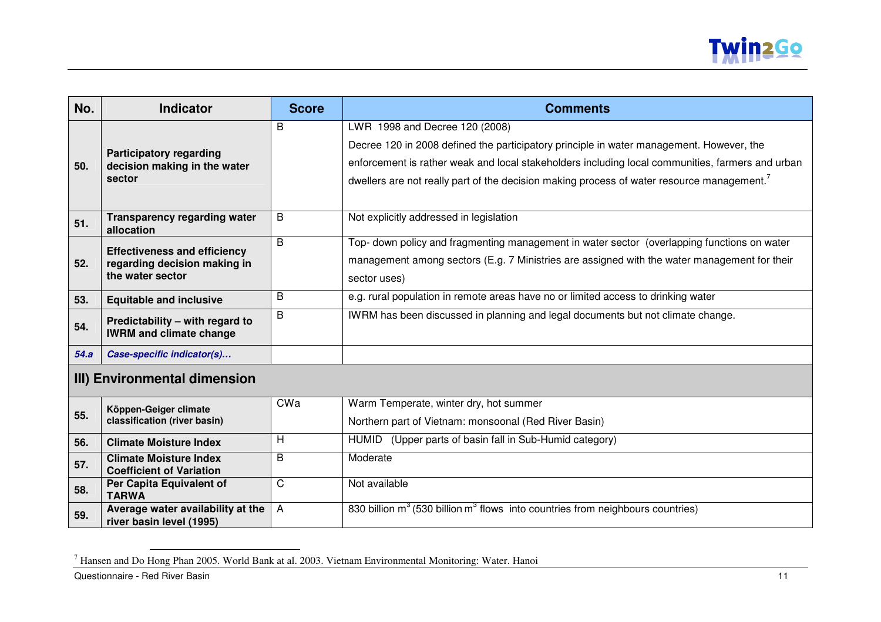| No. | Indicator | Score | Comments |
|---|---|---|---|
| **50.** | **Participatory regarding decision making in the water sector** | B | LWR 1998 and Decree 120 (2008)<br>Decree 120 in 2008 defined the participatory principle in water management. However, the enforcement is rather weak and local stakeholders including local communities, farmers and urban dwellers are not really part of the decision making process of water resource management.[7] |
| **51.** | **Transparency regarding water allocation** | B | Not explicitly addressed in legislation |
| **52.** | **Effectiveness and efficiency regarding decision making in the water sector** | B | Top- down policy and fragmenting management in water sector (overlapping functions on water management among sectors (E.g. 7 Ministries are assigned with the water management for their sector uses) |
| **53.** | **Equitable and inclusive** | B | e.g. rural population in remote areas have no or limited access to drinking water |
| **54.** | **Predictability – with regard to IWRM and climate change** | B | IWRM has been discussed in planning and legal documents but not climate change. |
| ***54.a*** | ***Case-specific indicator(s)…*** | | |
| **III) Environmental dimension** | | | |
| **55.** | **Köppen-Geiger climate classification (river basin)** | CWa | Warm Temperate, winter dry, hot summer<br>Northern part of Vietnam: monsoonal (Red River Basin) |
| **56.** | **Climate Moisture Index** | H | HUMID (Upper parts of basin fall in Sub-Humid category) |
| **57.** | **Climate Moisture Index Coefficient of Variation** | B | Moderate |
| **58.** | **Per Capita Equivalent of TARWA** | C | Not available |
| **59.** | **Average water availability at the river basin level (1995)** | A | 830 billion $m^3$ (530 billion $m^3$ flows into countries from neighbours countries) |

[7] Hansen and Do Hong Phan 2005. World Bank at al. 2003. Vietnam Environmental Monitoring: Water. Hanoi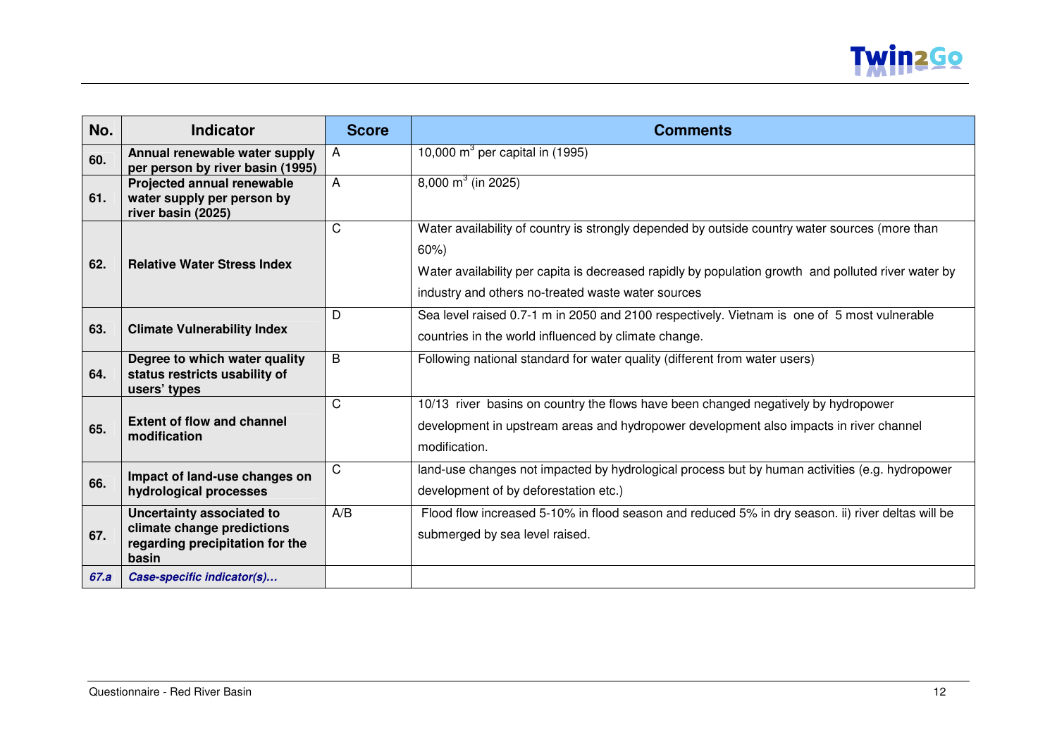| No. | Indicator | Score | Comments |
|---|---|---|---|
| **60.** | **Annual renewable water supply per person by river basin (1995)** | A | 10,000 $m^3$ per capital in (1995) |
| **61.** | **Projected annual renewable water supply per person by river basin (2025)** | A | 8,000 $m^3$ (in 2025) |
| **62.** | **Relative Water Stress Index** | C | Water availability of country is strongly depended by outside country water sources (more than 60%)<br>Water availability per capita is decreased rapidly by population growth and polluted river water by industry and others no-treated waste water sources |
| **63.** | **Climate Vulnerability Index** | D | Sea level raised 0.7-1 m in 2050 and 2100 respectively. Vietnam is one of 5 most vulnerable countries in the world influenced by climate change. |
| **64.** | **Degree to which water quality status restricts usability of users' types** | B | Following national standard for water quality (different from water users) |
| **65.** | **Extent of flow and channel modification** | C | 10/13 river basins on country the flows have been changed negatively by hydropower development in upstream areas and hydropower development also impacts in river channel modification. |
| **66.** | **Impact of land-use changes on hydrological processes** | C | land-use changes not impacted by hydrological process but by human activities (e.g. hydropower development of by deforestation etc.) |
| **67.** | **Uncertainty associated to climate change predictions regarding precipitation for the basin** | A/B | Flood flow increased 5-10% in flood season and reduced 5% in dry season. ii) river deltas will be submerged by sea level raised. |
| ***67.a*** | ***Case-specific indicator(s)…*** | | |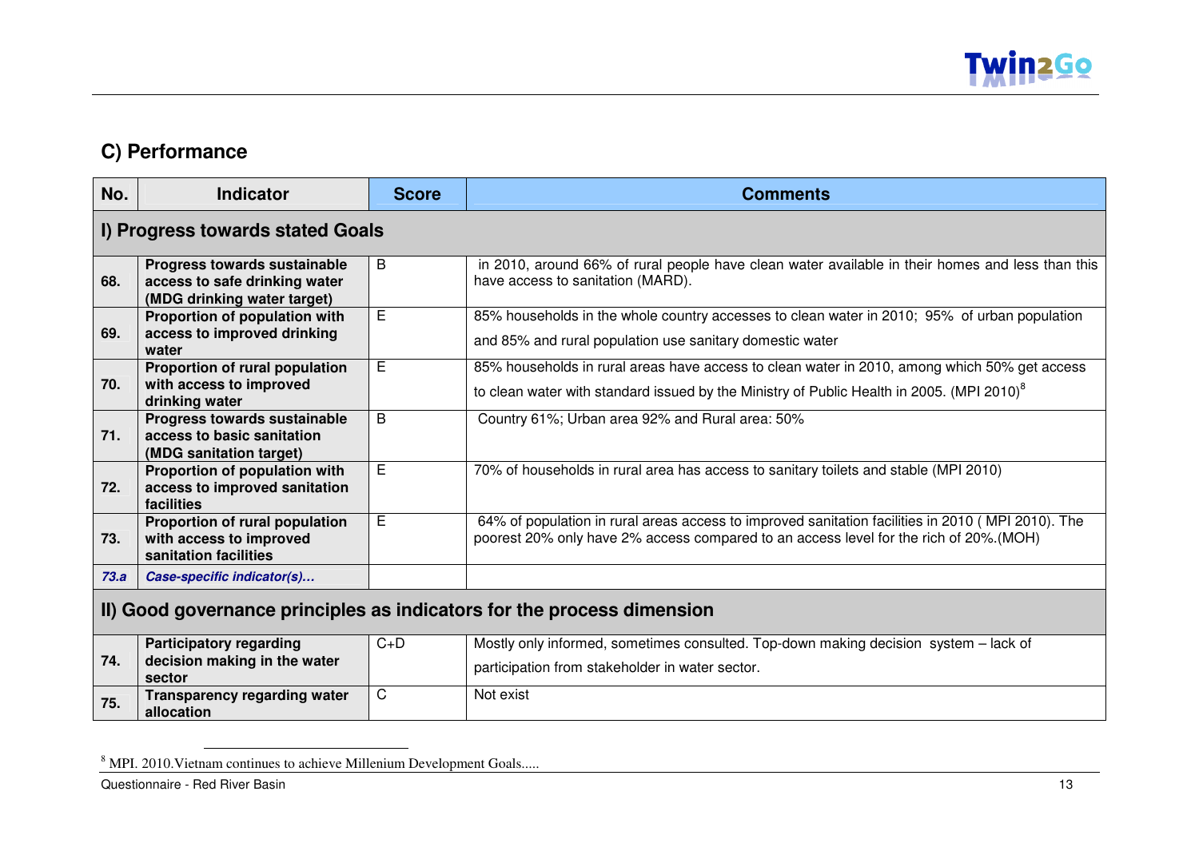## C) Performance

| No. | Indicator | Score | Comments |
|---|---|---|---|
| **I) Progress towards stated Goals** | | | |
| 68. | **Progress towards sustainable access to safe drinking water (MDG drinking water target)** | B | in 2010, around 66% of rural people have clean water available in their homes and less than this have access to sanitation (MARD). |
| 69. | **Proportion of population with access to improved drinking water** | E | 85% households in the whole country accesses to clean water in 2010; 95% of urban population and 85% and rural population use sanitary domestic water |
| 70. | **Proportion of rural population with access to improved drinking water** | E | 85% households in rural areas have access to clean water in 2010, among which 50% get access to clean water with standard issued by the Ministry of Public Health in 2005. (MPI 2010)[8] |
| 71. | **Progress towards sustainable access to basic sanitation (MDG sanitation target)** | B | Country 61%; Urban area 92% and Rural area: 50% |
| 72. | **Proportion of population with access to improved sanitation facilities** | E | 70% of households in rural area has access to sanitary toilets and stable (MPI 2010) |
| 73. | **Proportion of rural population with access to improved sanitation facilities** | E | 64% of population in rural areas access to improved sanitation facilities in 2010 ( MPI 2010). The poorest 20% only have 2% access compared to an access level for the rich of 20%.(MOH) |
| *73.a* | ***Case-specific indicator(s)…*** | | |
| **II) Good governance principles as indicators for the process dimension** | | | |
| 74. | **Participatory regarding decision making in the water sector** | C+D | Mostly only informed, sometimes consulted. Top-down making decision system – lack of participation from stakeholder in water sector. |
| 75. | **Transparency regarding water allocation** | C | Not exist |

[8] MPI. 2010.Vietnam continues to achieve Millenium Development Goals.....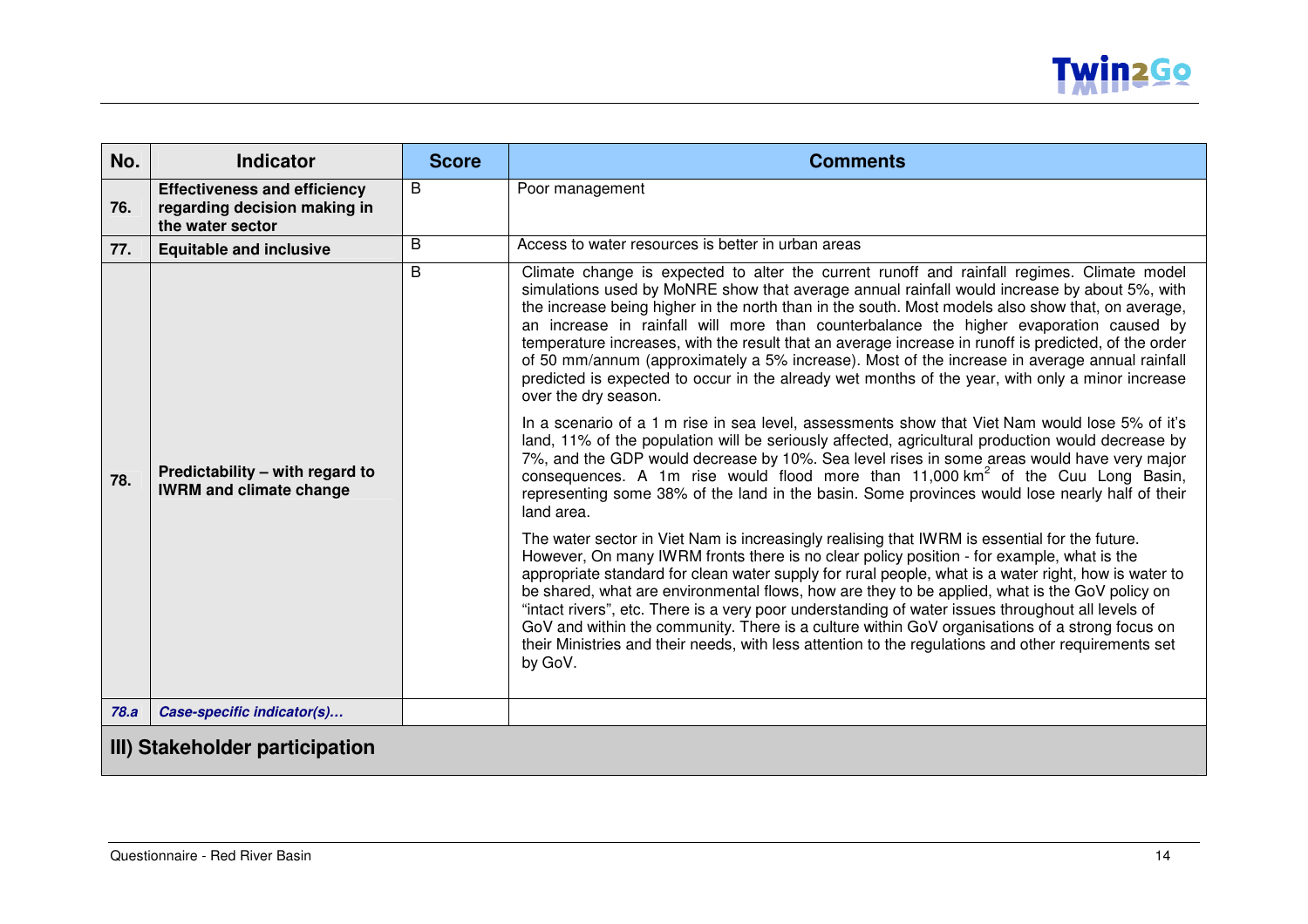| No. | Indicator | Score | Comments |
|---|---|---|---|
| **76.** | **Effectiveness and efficiency regarding decision making in the water sector** | B | Poor management |
| **77.** | **Equitable and inclusive** | B | Access to water resources is better in urban areas |
| **78.** | **Predictability – with regard to IWRM and climate change** | B | Climate change is expected to alter the current runoff and rainfall regimes. Climate model simulations used by MoNRE show that average annual rainfall would increase by about 5%, with the increase being higher in the north than in the south. Most models also show that, on average, an increase in rainfall will more than counterbalance the higher evaporation caused by temperature increases, with the result that an average increase in runoff is predicted, of the order of 50 mm/annum (approximately a 5% increase). Most of the increase in average annual rainfall predicted is expected to occur in the already wet months of the year, with only a minor increase over the dry season.<br><br>In a scenario of a 1 m rise in sea level, assessments show that Viet Nam would lose 5% of it's land, 11% of the population will be seriously affected, agricultural production would decrease by 7%, and the GDP would decrease by 10%. Sea level rises in some areas would have very major consequences. A 1m rise would flood more than 11,000 $km^2$ of the Cuu Long Basin, representing some 38% of the land in the basin. Some provinces would lose nearly half of their land area.<br><br>The water sector in Viet Nam is increasingly realising that IWRM is essential for the future. However, On many IWRM fronts there is no clear policy position - for example, what is the appropriate standard for clean water supply for rural people, what is a water right, how is water to be shared, what are environmental flows, how are they to be applied, what is the GoV policy on "intact rivers", etc. There is a very poor understanding of water issues throughout all levels of GoV and within the community. There is a culture within GoV organisations of a strong focus on their Ministries and their needs, with less attention to the regulations and other requirements set by GoV. |
| ***78.a*** | ***Case-specific indicator(s)…*** | | |

## III) Stakeholder participation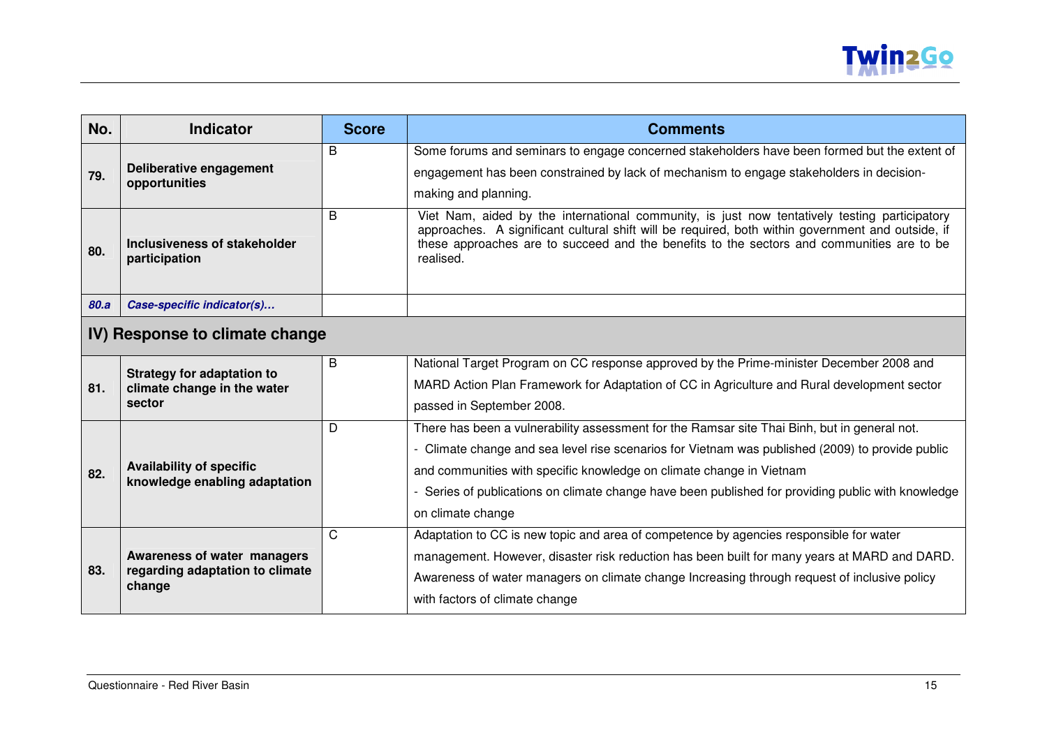| No. | Indicator | Score | Comments |
|---|---|---|---|
| 79. | **Deliberative engagement opportunities** | B | Some forums and seminars to engage concerned stakeholders have been formed but the extent of engagement has been constrained by lack of mechanism to engage stakeholders in decision-making and planning. |
| 80. | **Inclusiveness of stakeholder participation** | B | Viet Nam, aided by the international community, is just now tentatively testing participatory approaches. A significant cultural shift will be required, both within government and outside, if these approaches are to succeed and the benefits to the sectors and communities are to be realised. |
| ***80.a*** | ***Case-specific indicator(s)…*** | | |
| **IV) Response to climate change** | | | |
| 81. | **Strategy for adaptation to climate change in the water sector** | B | National Target Program on CC response approved by the Prime-minister December 2008 and MARD Action Plan Framework for Adaptation of CC in Agriculture and Rural development sector passed in September 2008. |
| 82. | **Availability of specific knowledge enabling adaptation** | D | There has been a vulnerability assessment for the Ramsar site Thai Binh, but in general not.<br>- Climate change and sea level rise scenarios for Vietnam was published (2009) to provide public and communities with specific knowledge on climate change in Vietnam<br>- Series of publications on climate change have been published for providing public with knowledge on climate change |
| 83. | **Awareness of water managers regarding adaptation to climate change** | C | Adaptation to CC is new topic and area of competence by agencies responsible for water management. However, disaster risk reduction has been built for many years at MARD and DARD. Awareness of water managers on climate change Increasing through request of inclusive policy with factors of climate change |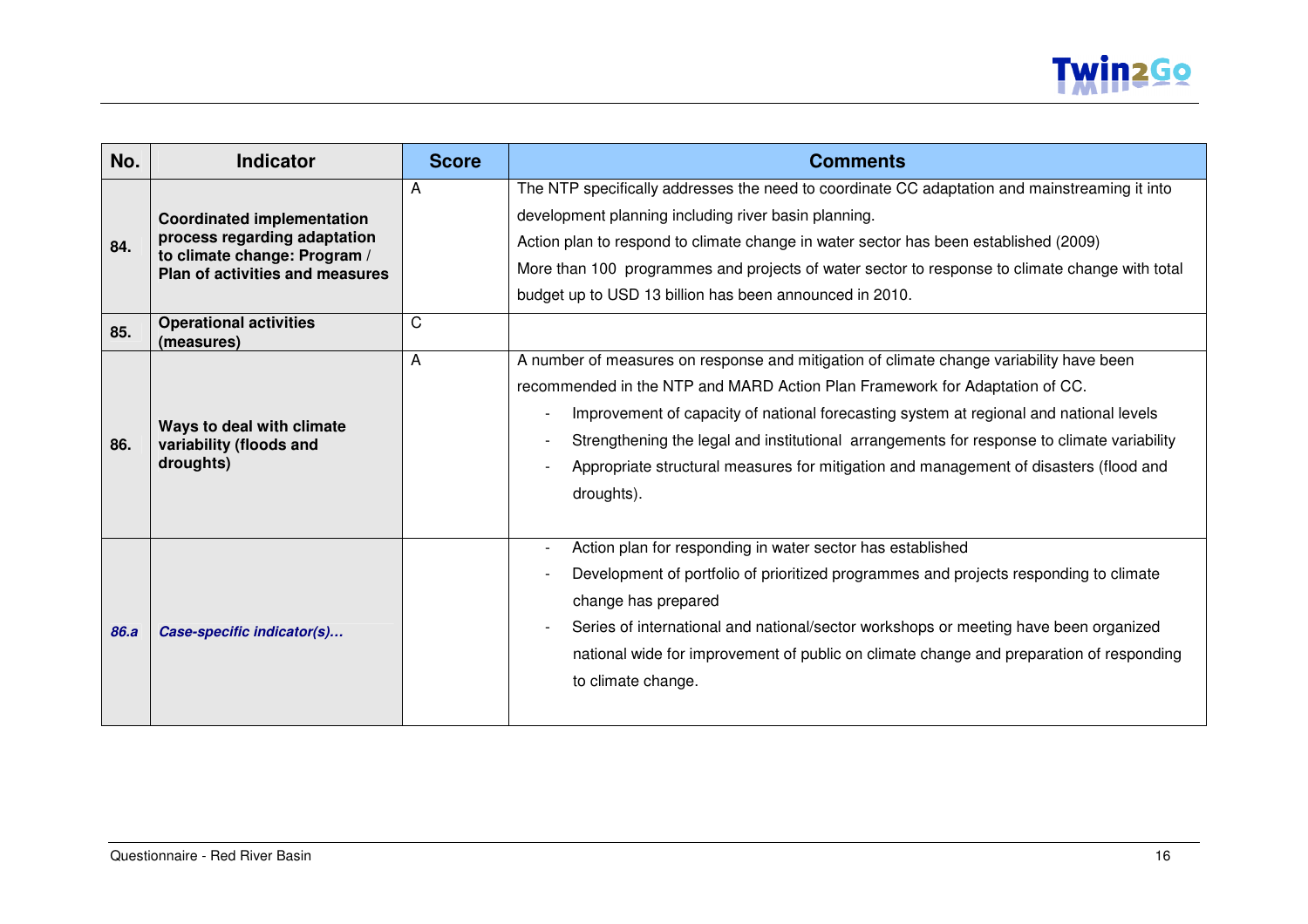| No. | Indicator | Score | Comments |
|---|---|---|---|
| **84.** | **Coordinated implementation process regarding adaptation to climate change: Program / Plan of activities and measures** | A | The NTP specifically addresses the need to coordinate CC adaptation and mainstreaming it into development planning including river basin planning.<br>Action plan to respond to climate change in water sector has been established (2009)<br>More than 100 programmes and projects of water sector to response to climate change with total budget up to USD 13 billion has been announced in 2010. |
| **85.** | **Operational activities (measures)** | C | |
| **86.** | **Ways to deal with climate variability (floods and droughts)** | A | A number of measures on response and mitigation of climate change variability have been recommended in the NTP and MARD Action Plan Framework for Adaptation of CC.<br>- Improvement of capacity of national forecasting system at regional and national levels<br>- Strengthening the legal and institutional arrangements for response to climate variability<br>- Appropriate structural measures for mitigation and management of disasters (flood and droughts). |
| ***86.a*** | ***Case-specific indicator(s)…*** | | - Action plan for responding in water sector has established<br>- Development of portfolio of prioritized programmes and projects responding to climate change has prepared<br>- Series of international and national/sector workshops or meeting have been organized national wide for improvement of public on climate change and preparation of responding to climate change. |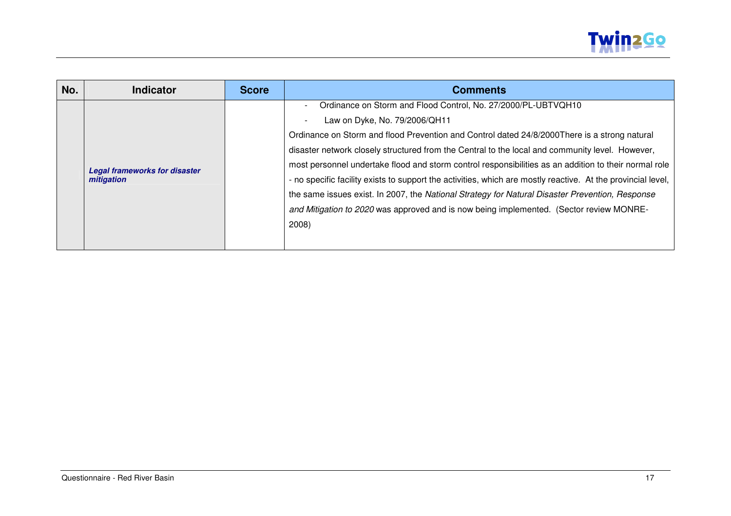| No. | Indicator | Score | Comments |
|---|---|---|---|
| | ***Legal frameworks for disaster mitigation*** | | - Ordinance on Storm and Flood Control, No. 27/2000/PL-UBTVQH10<br>- Law on Dyke, No. 79/2006/QH11<br>Ordinance on Storm and flood Prevention and Control dated 24/8/2000There is a strong natural disaster network closely structured from the Central to the local and community level. However, most personnel undertake flood and storm control responsibilities as an addition to their normal role - no specific facility exists to support the activities, which are mostly reactive. At the provincial level, the same issues exist. In 2007, the *National Strategy for Natural Disaster Prevention, Response and Mitigation to 2020* was approved and is now being implemented. (Sector review MONRE-2008) |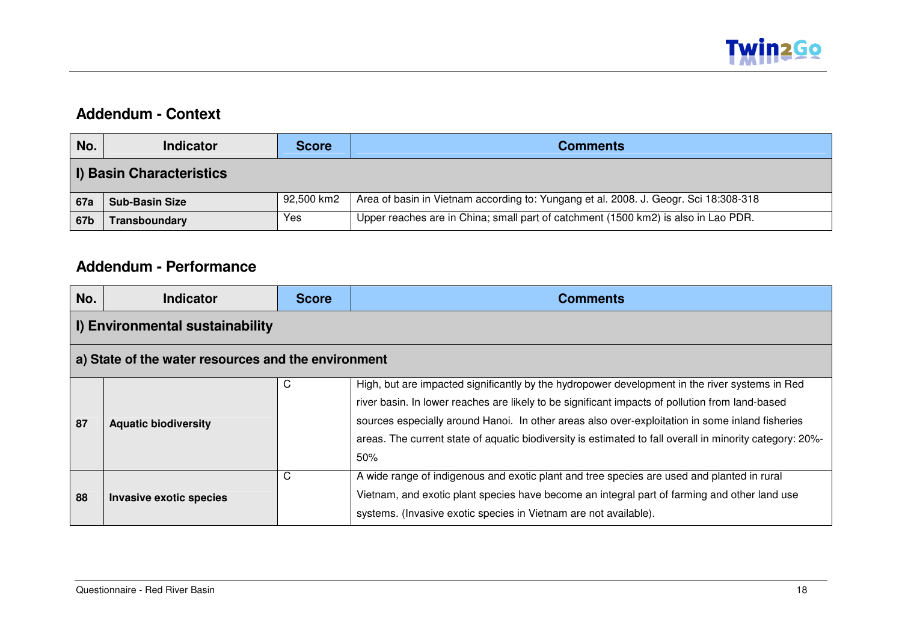## Addendum - Context

| No. | Indicator | Score | Comments |
|---|---|---|---|
| **I) Basin Characteristics** | | | |
| **67a** | **Sub-Basin Size** | 92,500 km2 | Area of basin in Vietnam according to: Yungang et al. 2008. J. Geogr. Sci 18:308-318 |
| **67b** | **Transboundary** | Yes | Upper reaches are in China; small part of catchment (1500 km2) is also in Lao PDR. |

## Addendum - Performance

| No. | Indicator | Score | Comments |
|---|---|---|---|
| **I) Environmental sustainability** | | | |
| **a) State of the water resources and the environment** | | | |
| **87** | **Aquatic biodiversity** | C | High, but are impacted significantly by the hydropower development in the river systems in Red river basin. In lower reaches are likely to be significant impacts of pollution from land-based sources especially around Hanoi. In other areas also over-exploitation in some inland fisheries areas. The current state of aquatic biodiversity is estimated to fall overall in minority category: 20%-50% |
| **88** | **Invasive exotic species** | C | A wide range of indigenous and exotic plant and tree species are used and planted in rural Vietnam, and exotic plant species have become an integral part of farming and other land use systems. (Invasive exotic species in Vietnam are not available). |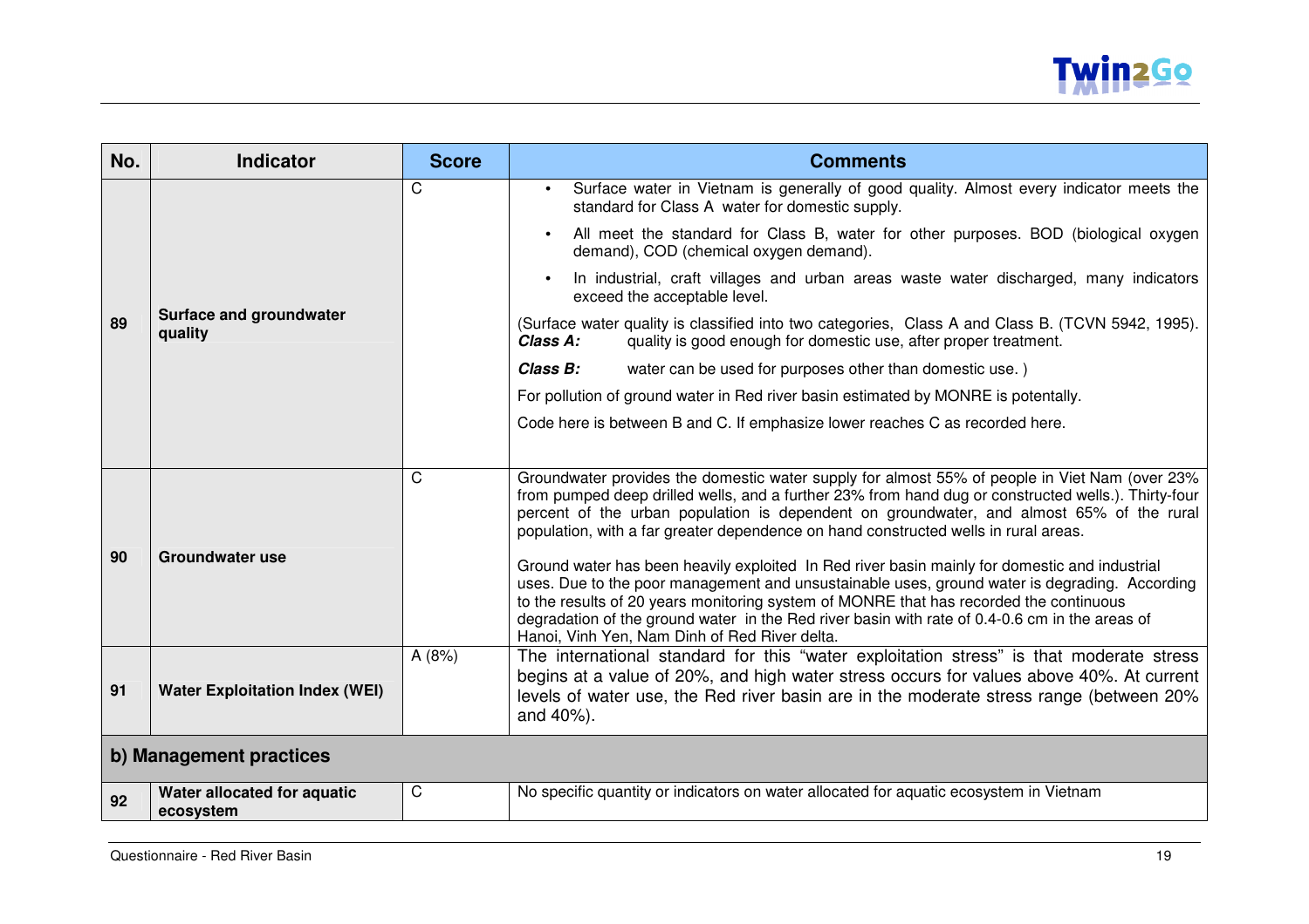| No. | Indicator | Score | Comments |
| --- | --- | --- | --- |
| 89 | **Surface and groundwater quality** | C | • Surface water in Vietnam is generally of good quality. Almost every indicator meets the standard for Class A water for domestic supply.<br>• All meet the standard for Class B, water for other purposes. BOD (biological oxygen demand), COD (chemical oxygen demand).<br>• In industrial, craft villages and urban areas waste water discharged, many indicators exceed the acceptable level.<br>(Surface water quality is classified into two categories, Class A and Class B. (TCVN 5942, 1995).<br>***Class A:*** quality is good enough for domestic use, after proper treatment.<br>***Class B:*** water can be used for purposes other than domestic use. )<br>For pollution of ground water in Red river basin estimated by MONRE is potentally.<br>Code here is between B and C. If emphasize lower reaches C as recorded here. |
| 90 | **Groundwater use** | C | Groundwater provides the domestic water supply for almost 55% of people in Viet Nam (over 23% from pumped deep drilled wells, and a further 23% from hand dug or constructed wells.). Thirty-four percent of the urban population is dependent on groundwater, and almost 65% of the rural population, with a far greater dependence on hand constructed wells in rural areas.<br><br>Ground water has been heavily exploited In Red river basin mainly for domestic and industrial uses. Due to the poor management and unsustainable uses, ground water is degrading. According to the results of 20 years monitoring system of MONRE that has recorded the continuous degradation of the ground water in the Red river basin with rate of 0.4-0.6 cm in the areas of Hanoi, Vinh Yen, Nam Dinh of Red River delta. |
| 91 | **Water Exploitation Index (WEI)** | A (8%) | The international standard for this "water exploitation stress" is that moderate stress begins at a value of 20%, and high water stress occurs for values above 40%. At current levels of water use, the Red river basin are in the moderate stress range (between 20% and 40%). |
| **b) Management practices** | | | |
| 92 | **Water allocated for aquatic ecosystem** | C | No specific quantity or indicators on water allocated for aquatic ecosystem in Vietnam |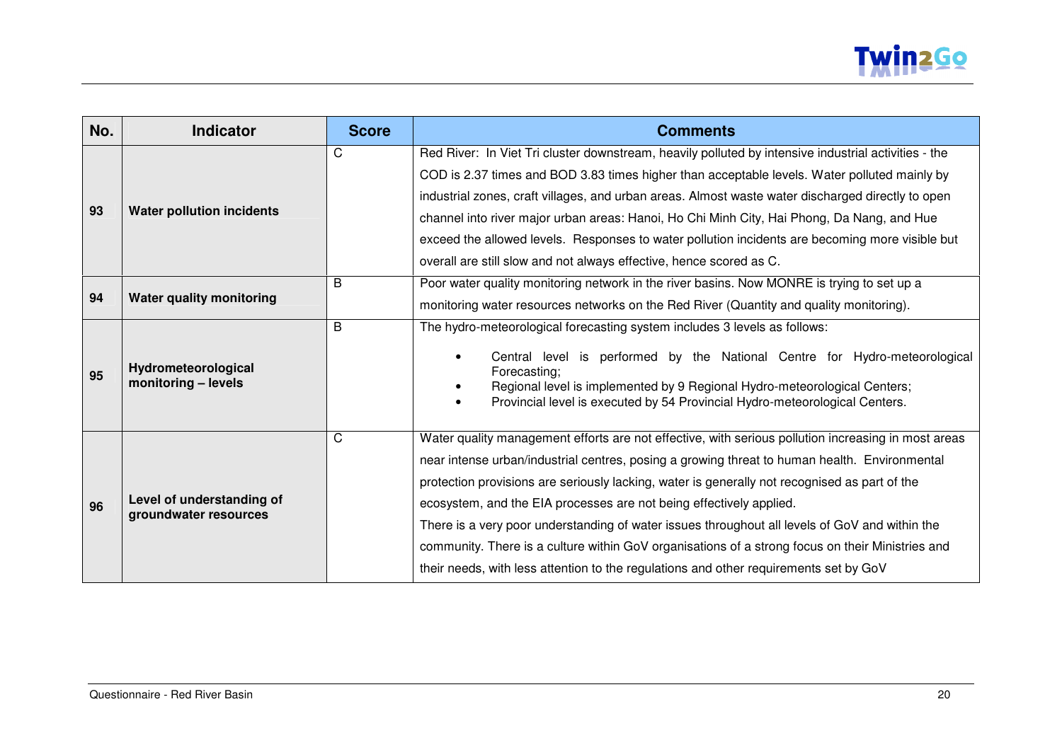| No. | Indicator | Score | Comments |
|---|---|---|---|
| 93 | **Water pollution incidents** | C | Red River: In Viet Tri cluster downstream, heavily polluted by intensive industrial activities - the COD is 2.37 times and BOD 3.83 times higher than acceptable levels. Water polluted mainly by industrial zones, craft villages, and urban areas. Almost waste water discharged directly to open channel into river major urban areas: Hanoi, Ho Chi Minh City, Hai Phong, Da Nang, and Hue exceed the allowed levels. Responses to water pollution incidents are becoming more visible but overall are still slow and not always effective, hence scored as C. |
| 94 | **Water quality monitoring** | B | Poor water quality monitoring network in the river basins. Now MONRE is trying to set up a monitoring water resources networks on the Red River (Quantity and quality monitoring). |
| 95 | **Hydrometeorological monitoring – levels** | B | The hydro-meteorological forecasting system includes 3 levels as follows:<br>• Central level is performed by the National Centre for Hydro-meteorological Forecasting;<br>• Regional level is implemented by 9 Regional Hydro-meteorological Centers;<br>• Provincial level is executed by 54 Provincial Hydro-meteorological Centers. |
| 96 | **Level of understanding of groundwater resources** | C | Water quality management efforts are not effective, with serious pollution increasing in most areas near intense urban/industrial centres, posing a growing threat to human health. Environmental protection provisions are seriously lacking, water is generally not recognised as part of the ecosystem, and the EIA processes are not being effectively applied.<br>There is a very poor understanding of water issues throughout all levels of GoV and within the community. There is a culture within GoV organisations of a strong focus on their Ministries and their needs, with less attention to the regulations and other requirements set by GoV |